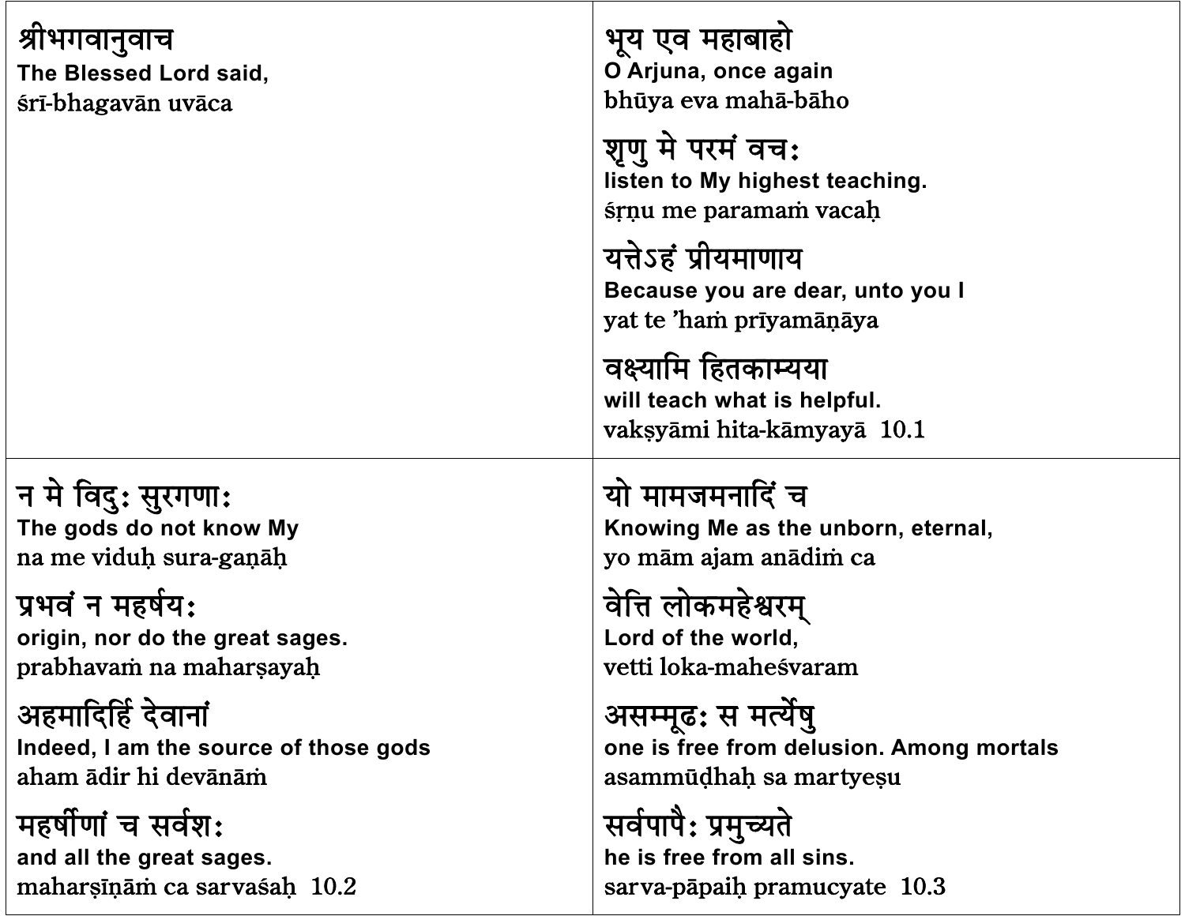| | |
|---|---|
| श्रीभगवानुवाच<br>**The Blessed Lord said,**<br>śrī-bhagavān uvāca | भूय एव महाबाहो<br>**O Arjuna, once again**<br>bhūya eva mahā-bāho<br><br>शृणु मे परमं वचः<br>**listen to My highest teaching.**<br>śṛṇu me paramaṁ vacaḥ<br><br>यत्तेऽहं प्रीयमाणाय<br>**Because you are dear, unto you I**<br>yat te 'haṁ prīyamāṇāya<br><br>वक्ष्यामि हितकाम्यया<br>**will teach what is helpful.**<br>vakṣyāmi hita-kāmyayā 10.1 |
| न मे विदुः सुरगणाः<br>**The gods do not know My**<br>na me viduḥ sura-gaṇāḥ<br><br>प्रभवं न महर्षयः<br>**origin, nor do the great sages.**<br>prabhavaṁ na maharṣayaḥ<br><br>अहमादिर्हि देवानां<br>**Indeed, I am the source of those gods**<br>aham ādir hi devānāṁ<br><br>महर्षीणां च सर्वशः<br>**and all the great sages.**<br>maharṣīṇāṁ ca sarvaśaḥ 10.2 | यो मामजमनादिं च<br>**Knowing Me as the unborn, eternal,**<br>yo mām ajam anādiṁ ca<br><br>वेत्ति लोकमहेश्वरम्<br>**Lord of the world,**<br>vetti loka-maheśvaram<br><br>असम्मूढः स मर्त्येषु<br>**one is free from delusion. Among mortals**<br>asammūḍhaḥ sa martyeṣu<br><br>सर्वपापैः प्रमुच्यते<br>**he is free from all sins.**<br>sarva-pāpaiḥ pramucyate 10.3 |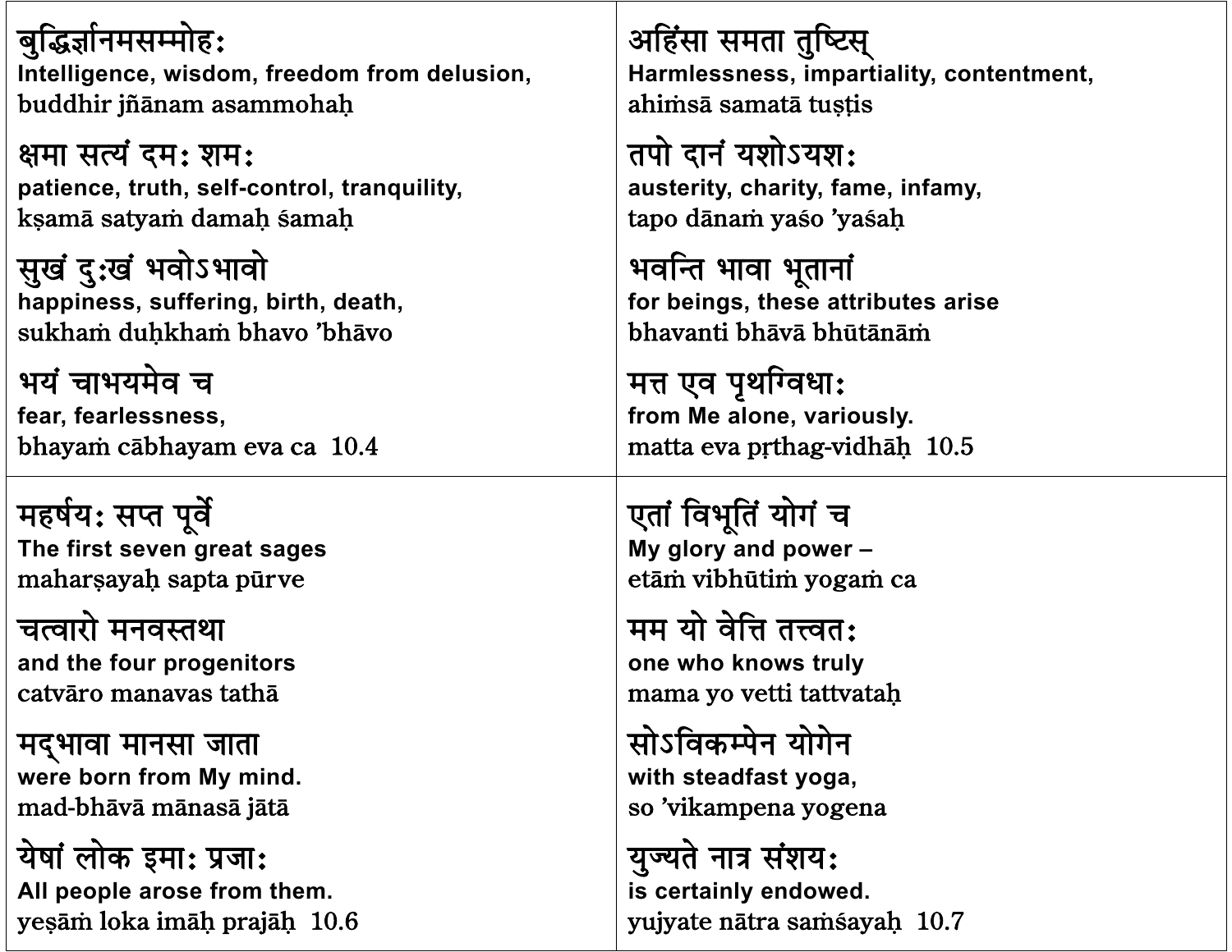बुद्धिर्ज्ञानमसम्मोहः
**Intelligence, wisdom, freedom from delusion,**
buddhir jñānam asammohaḥ

क्षमा सत्यं दमः शमः
**patience, truth, self-control, tranquility,**
kṣamā satyaṁ damaḥ śamaḥ

सुखं दुःखं भवोऽभावो
**happiness, suffering, birth, death,**
sukhaṁ duḥkhaṁ bhavo 'bhāvo

भयं चाभयमेव च
**fear, fearlessness,**
bhayaṁ cābhayam eva ca 10.4

अहिंसा समता तुष्टिस्
**Harmlessness, impartiality, contentment,**
ahiṁsā samatā tuṣṭis

तपो दानं यशोऽयशः
**austerity, charity, fame, infamy,**
tapo dānaṁ yaśo 'yaśaḥ

भवन्ति भावा भूतानां
**for beings, these attributes arise**
bhavanti bhāvā bhūtānāṁ

मत्त एव पृथग्विधाः
**from Me alone, variously.**
matta eva pṛthag-vidhāḥ 10.5

महर्षयः सप्त पूर्वे
**The first seven great sages**
maharṣayaḥ sapta pūrve

चत्वारो मनवस्तथा
**and the four progenitors**
catvāro manavas tathā

मद्भावा मानसा जाता
**were born from My mind.**
mad-bhāvā mānasā jātā

येषां लोक इमाः प्रजाः
**All people arose from them.**
yeṣāṁ loka imāḥ prajāḥ 10.6

एतां विभूतिं योगं च
**My glory and power –**
etāṁ vibhūtiṁ yogaṁ ca

मम यो वेत्ति तत्त्वतः
**one who knows truly**
mama yo vetti tattvataḥ

सोऽविकम्पेन योगेन
**with steadfast yoga,**
so 'vikampena yogena

युज्यते नात्र संशयः
**is certainly endowed.**
yujyate nātra saṁśayaḥ 10.7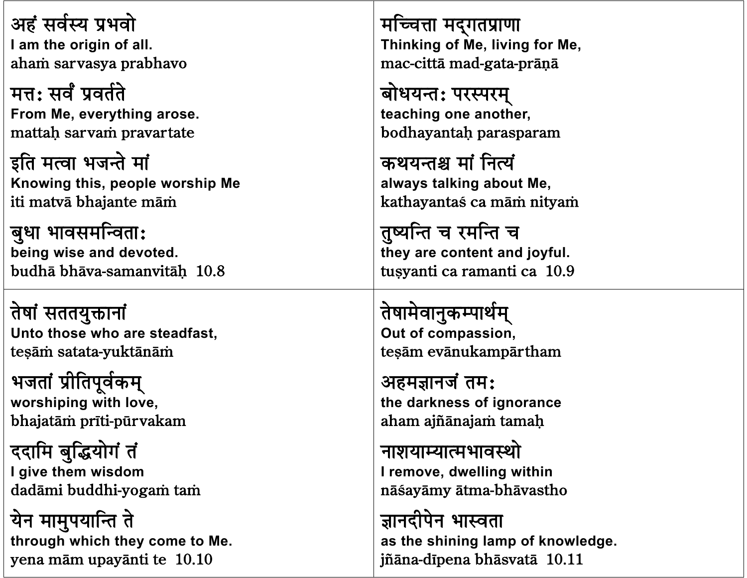अहं सर्वस्य प्रभवो
**I am the origin of all.**
ahaṁ sarvasya prabhavo

मत्तः सर्वं प्रवर्तते
**From Me, everything arose.**
mattaḥ sarvaṁ pravartate

इति मत्वा भजन्ते मां
**Knowing this, people worship Me**
iti matvā bhajante māṁ

बुधा भावसमन्विताः
**being wise and devoted.**
budhā bhāva-samanvitāḥ 10.8

मच्चित्ता मद्गतप्राणा
**Thinking of Me, living for Me,**
mac-cittā mad-gata-prāṇā

बोधयन्तः परस्परम्
**teaching one another,**
bodhayantaḥ parasparam

कथयन्तश्च मां नित्यं
**always talking about Me,**
kathayantaś ca māṁ nityaṁ

तुष्यन्ति च रमन्ति च
**they are content and joyful.**
tuṣyanti ca ramanti ca 10.9

तेषां सततयुक्तानां
**Unto those who are steadfast,**
teṣāṁ satata-yuktānāṁ

भजतां प्रीतिपूर्वकम्
**worshiping with love,**
bhajatāṁ prīti-pūrvakam

ददामि बुद्धियोगं तं
**I give them wisdom**
dadāmi buddhi-yogaṁ taṁ

येन मामुपयान्ति ते
**through which they come to Me.**
yena mām upayānti te 10.10

तेषामेवानुकम्पार्थम्
**Out of compassion,**
teṣām evānukampārtham

अहमज्ञानजं तमः
**the darkness of ignorance**
aham ajñānajaṁ tamaḥ

नाशयाम्यात्मभावस्थो
**I remove, dwelling within**
nāśayāmy ātma-bhāvastho

ज्ञानदीपेन भास्वता
**as the shining lamp of knowledge.**
jñāna-dīpena bhāsvatā 10.11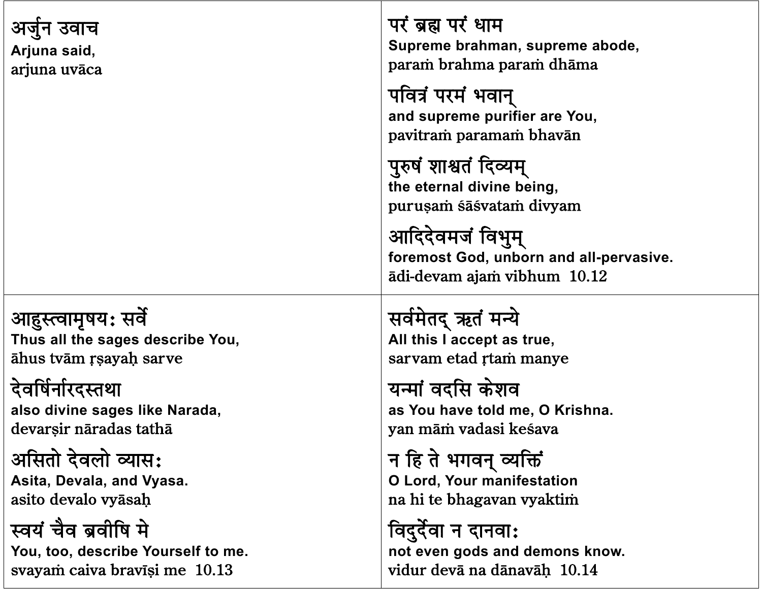| | |
|---|---|
| अर्जुन उवाच<br>**Arjuna said,**<br>arjuna uvāca | परं ब्रह्म परं धाम<br>**Supreme brahman, supreme abode,**<br>paraṁ brahma paraṁ dhāma<br><br>पवित्रं परमं भवान्<br>**and supreme purifier are You,**<br>pavitraṁ paramaṁ bhavān<br><br>पुरुषं शाश्वतं दिव्यम्<br>**the eternal divine being,**<br>puruṣaṁ śāśvataṁ divyam<br><br>आदिदेवमजं विभुम्<br>**foremost God, unborn and all-pervasive.**<br>ādi-devam ajaṁ vibhum 10.12 |
| आहुस्त्वामृषयः सर्वे<br>**Thus all the sages describe You,**<br>āhus tvām ṛṣayaḥ sarve<br><br>देवर्षिर्नारदस्तथा<br>**also divine sages like Narada,**<br>devarṣir nāradas tathā<br><br>असितो देवलो व्यासः<br>**Asita, Devala, and Vyasa.**<br>asito devalo vyāsaḥ<br><br>स्वयं चैव ब्रवीषि मे<br>**You, too, describe Yourself to me.**<br>svayaṁ caiva bravīṣi me 10.13 | सर्वमेतद् ऋतं मन्ये<br>**All this I accept as true,**<br>sarvam etad ṛtaṁ manye<br><br>यन्मां वदसि केशव<br>**as You have told me, O Krishna.**<br>yan māṁ vadasi keśava<br><br>न हि ते भगवन् व्यक्तिं<br>**O Lord, Your manifestation**<br>na hi te bhagavan vyaktiṁ<br><br>विदुर्देवा न दानवाः<br>**not even gods and demons know.**<br>vidur devā na dānavāḥ 10.14 |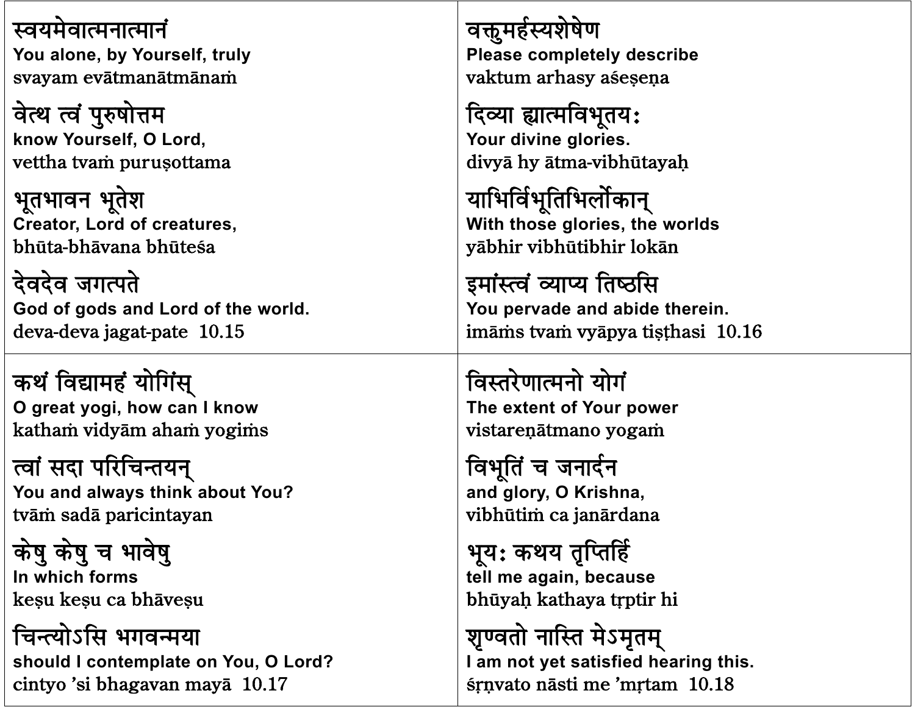| | |
|---|---|
| स्वयमेवात्मनात्मानं<br>**You alone, by Yourself, truly**<br>svayam evātmanātmānaṁ<br><br>वेत्थ त्वं पुरुषोत्तम<br>**know Yourself, O Lord,**<br>vettha tvaṁ puruṣottama<br><br>भूतभावन भूतेश<br>**Creator, Lord of creatures,**<br>bhūta-bhāvana bhūteśa<br><br>देवदेव जगत्पते<br>**God of gods and Lord of the world.**<br>deva-deva jagat-pate 10.15 | वक्तुमर्हस्यशेषेण<br>**Please completely describe**<br>vaktum arhasy aśeṣeṇa<br><br>दिव्या ह्यात्मविभूतयः<br>**Your divine glories.**<br>divyā hy ātma-vibhūtayaḥ<br><br>याभिर्विभूतिभिर्लोकान्<br>**With those glories, the worlds**<br>yābhir vibhūtibhir lokān<br><br>इमांस्त्वं व्याप्य तिष्ठसि<br>**You pervade and abide therein.**<br>imāṁs tvaṁ vyāpya tiṣṭhasi 10.16 |
| कथं विद्यामहं योगिंस्<br>**O great yogi, how can I know**<br>kathaṁ vidyām ahaṁ yogiṁs<br><br>त्वां सदा परिचिन्तयन्<br>**You and always think about You?**<br>tvāṁ sadā paricintayan<br><br>केषु केषु च भावेषु<br>**In which forms**<br>keṣu keṣu ca bhāveṣu<br><br>चिन्त्योऽसि भगवन्मया<br>**should I contemplate on You, O Lord?**<br>cintyo 'si bhagavan mayā 10.17 | विस्तरेणात्मनो योगं<br>**The extent of Your power**<br>vistareṇātmano yogaṁ<br><br>विभूतिं च जनार्दन<br>**and glory, O Krishna,**<br>vibhūtiṁ ca janārdana<br><br>भूयः कथय तृप्तिर्हि<br>**tell me again, because**<br>bhūyaḥ kathaya tṛptir hi<br><br>शृण्वतो नास्ति मेऽमृतम्<br>**I am not yet satisfied hearing this.**<br>śṛṇvato nāsti me 'mṛtam 10.18 |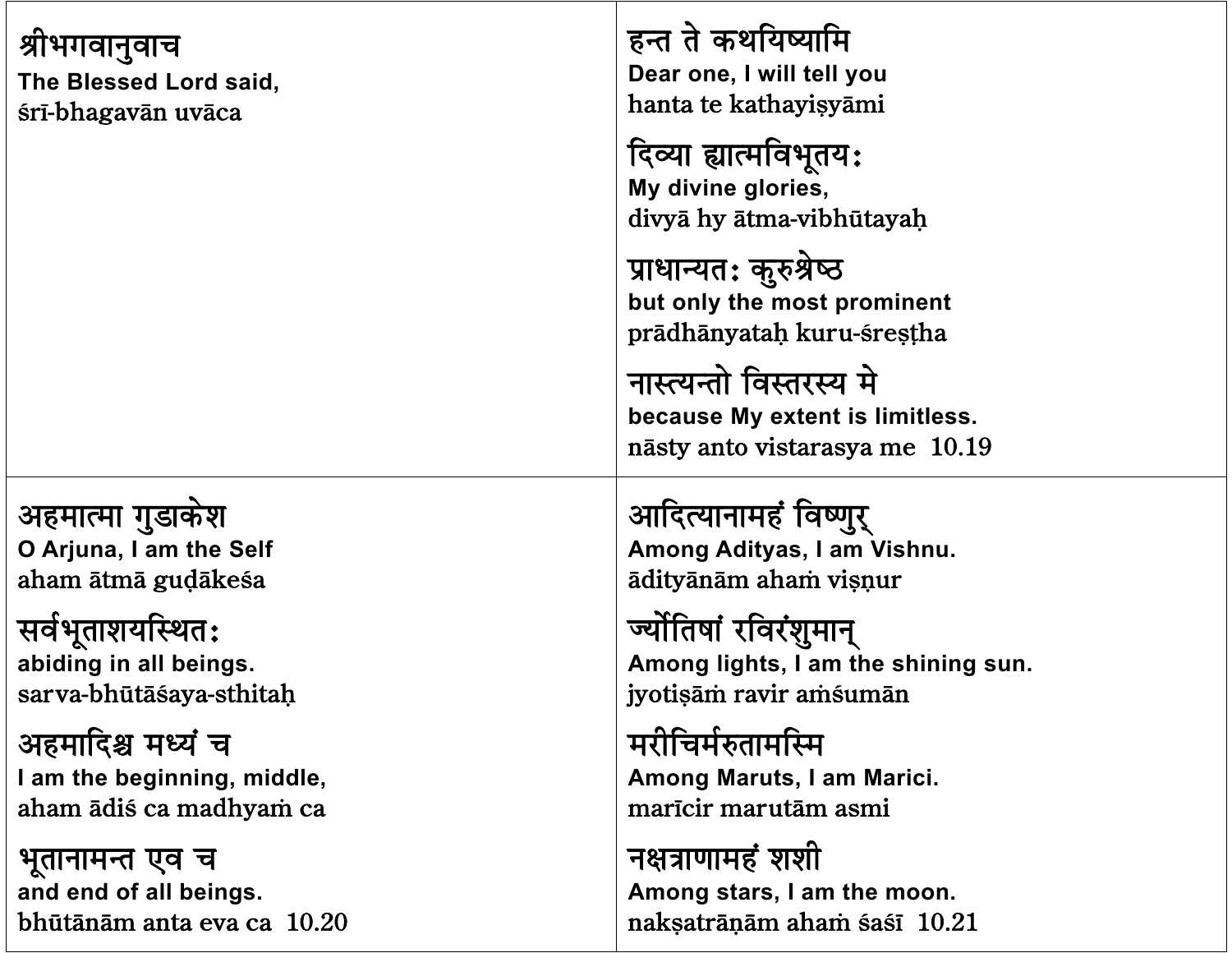| | |
|---|---|
| श्रीभगवानुवाच<br>**The Blessed Lord said,**<br>śrī-bhagavān uvāca | हन्त ते कथयिष्यामि<br>**Dear one, I will tell you**<br>hanta te kathayiṣyāmi<br><br>दिव्या ह्यात्मविभूतयः<br>**My divine glories,**<br>divyā hy ātma-vibhūtayaḥ<br><br>प्राधान्यतः कुरुश्रेष्ठ<br>**but only the most prominent**<br>prādhānyataḥ kuru-śreṣṭha<br><br>नास्त्यन्तो विस्तरस्य मे<br>**because My extent is limitless.**<br>nāsty anto vistarasya me  10.19 |
| अहमात्मा गुडाकेश<br>**O Arjuna, I am the Self**<br>aham ātmā guḍākeśa<br><br>सर्वभूताशयस्थितः<br>**abiding in all beings.**<br>sarva-bhūtāśaya-sthitaḥ<br><br>अहमादिश्च मध्यं च<br>**I am the beginning, middle,**<br>aham ādiś ca madhyaṁ ca<br><br>भूतानामन्त एव च<br>**and end of all beings.**<br>bhūtānām anta eva ca  10.20 | आदित्यानामहं विष्णुर्<br>**Among Adityas, I am Vishnu.**<br>ādityānām ahaṁ viṣṇur<br><br>ज्योतिषां रविरंशुमान्<br>**Among lights, I am the shining sun.**<br>jyotiṣāṁ ravir aṁśumān<br><br>मरीचिर्मरुतामस्मि<br>**Among Maruts, I am Marici.**<br>marīcir marutām asmi<br><br>नक्षत्राणामहं शशी<br>**Among stars, I am the moon.**<br>nakṣatrāṇām ahaṁ śaśī  10.21 |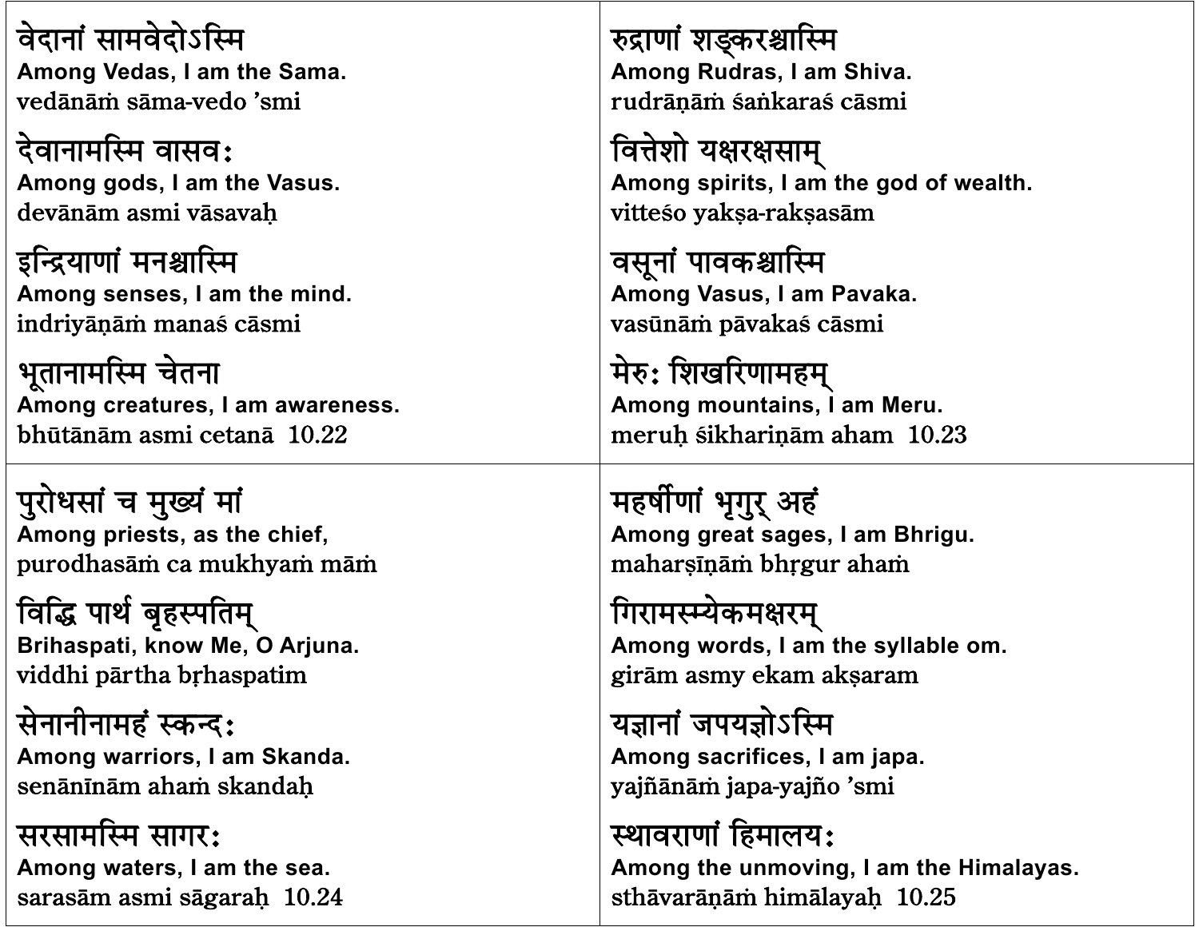वेदानां सामवेदोऽस्मि
**Among Vedas, I am the Sama.**
vedānāṁ sāma-vedo 'smi

देवानामस्मि वासवः
**Among gods, I am the Vasus.**
devānām asmi vāsavaḥ

इन्द्रियाणां मनश्चास्मि
**Among senses, I am the mind.**
indriyāṇāṁ manaś cāsmi

भूतानामस्मि चेतना
**Among creatures, I am awareness.**
bhūtānām asmi cetanā 10.22

रुद्राणां शङ्करश्चास्मि
**Among Rudras, I am Shiva.**
rudrāṇāṁ śaṅkaraś cāsmi

वित्तेशो यक्षरक्षसाम्
**Among spirits, I am the god of wealth.**
vitteśo yakṣa-rakṣasām

वसूनां पावकश्चास्मि
**Among Vasus, I am Pavaka.**
vasūnāṁ pāvakaś cāsmi

मेरुः शिखरिणामहम्
**Among mountains, I am Meru.**
meruḥ śikhariṇām aham 10.23

पुरोधसां च मुख्यं मां
**Among priests, as the chief,**
purodhasāṁ ca mukhyaṁ māṁ

विद्धि पार्थ बृहस्पतिम्
**Brihaspati, know Me, O Arjuna.**
viddhi pārtha bṛhaspatim

सेनानीनामहं स्कन्दः
**Among warriors, I am Skanda.**
senānīnām ahaṁ skandaḥ

सरसामस्मि सागरः
**Among waters, I am the sea.**
sarasām asmi sāgaraḥ 10.24

महर्षीणां भृगुर् अहं
**Among great sages, I am Bhrigu.**
maharṣīṇāṁ bhṛgur ahaṁ

गिरामस्म्येकमक्षरम्
**Among words, I am the syllable om.**
girām asmy ekam akṣaram

यज्ञानां जपयज्ञोऽस्मि
**Among sacrifices, I am japa.**
yajñānāṁ japa-yajño 'smi

स्थावराणां हिमालयः
**Among the unmoving, I am the Himalayas.**
sthāvarāṇāṁ himālayaḥ 10.25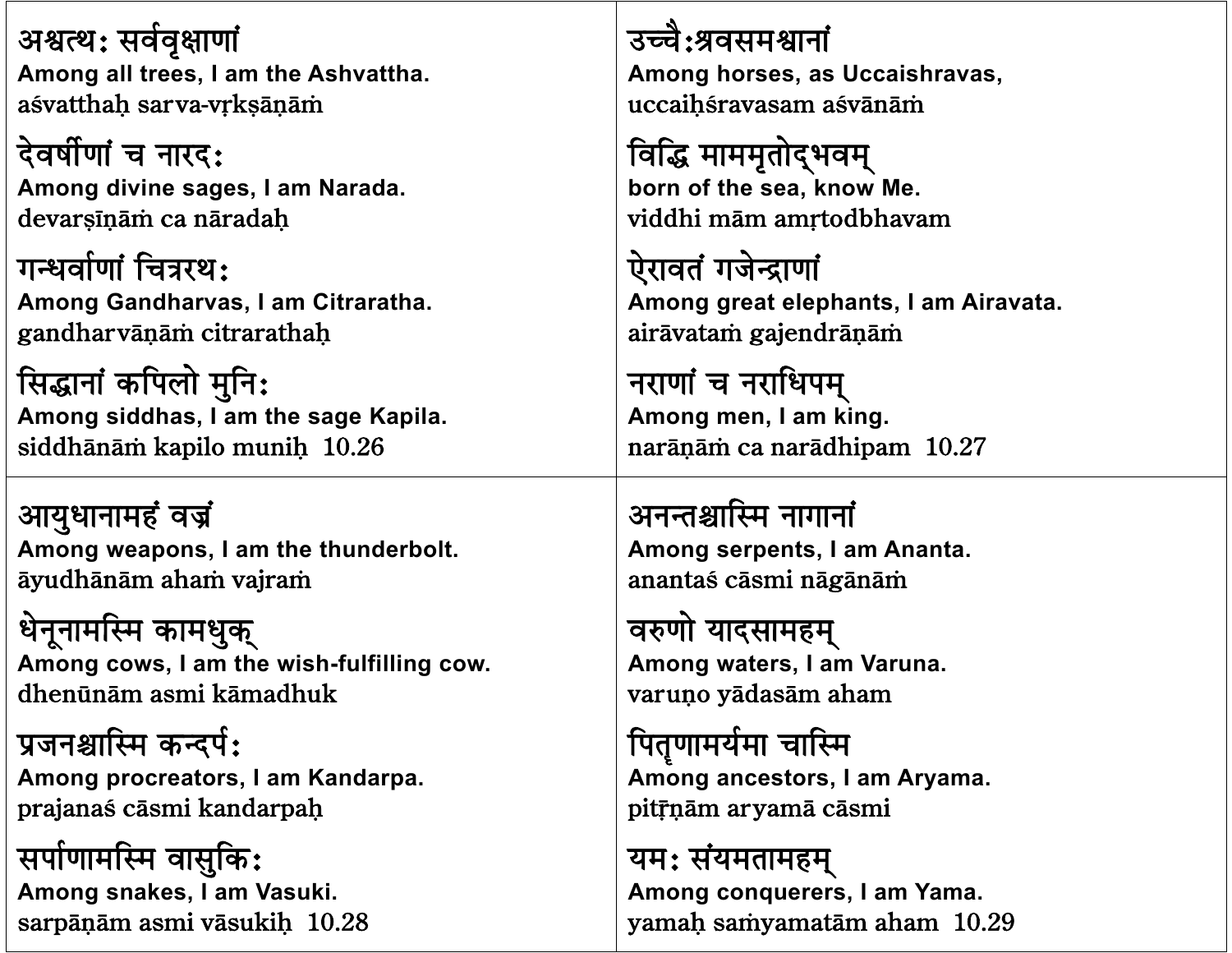अश्वत्थः सर्ववृक्षाणां
**Among all trees, I am the Ashvattha.**
aśvatthaḥ sarva-vṛkṣāṇāṁ

देवर्षीणां च नारदः
**Among divine sages, I am Narada.**
devarṣīṇāṁ ca nāradaḥ

गन्धर्वाणां चित्ररथः
**Among Gandharvas, I am Citraratha.**
gandharvāṇāṁ citrarathaḥ

सिद्धानां कपिलो मुनिः
**Among siddhas, I am the sage Kapila.**
siddhānāṁ kapilo muniḥ 10.26

उच्चैःश्रवसमश्वानां
**Among horses, as Uccaishravas,**
uccaiḥśravasam aśvānāṁ

विद्धि माममृतोद्भवम्
**born of the sea, know Me.**
viddhi mām amṛtodbhavam

ऐरावतं गजेन्द्राणां
**Among great elephants, I am Airavata.**
airāvataṁ gajendrāṇāṁ

नराणां च नराधिपम्
**Among men, I am king.**
narāṇāṁ ca narādhipam 10.27

आयुधानामहं वज्रं
**Among weapons, I am the thunderbolt.**
āyudhānām ahaṁ vajraṁ

धेनूनामस्मि कामधुक्
**Among cows, I am the wish-fulfilling cow.**
dhenūnām asmi kāmadhuk

प्रजनश्चास्मि कन्दर्पः
**Among procreators, I am Kandarpa.**
prajanaś cāsmi kandarpaḥ

सर्पाणामस्मि वासुकिः
**Among snakes, I am Vasuki.**
sarpāṇām asmi vāsukiḥ 10.28

अनन्तश्चास्मि नागानां
**Among serpents, I am Ananta.**
anantaś cāsmi nāgānāṁ

वरुणो यादसामहम्
**Among waters, I am Varuna.**
varuṇo yādasām aham

पितॄणामर्यमा चास्मि
**Among ancestors, I am Aryama.**
pitṝṇām aryamā cāsmi

यमः संयमतामहम्
**Among conquerers, I am Yama.**
yamaḥ saṁyamatām aham 10.29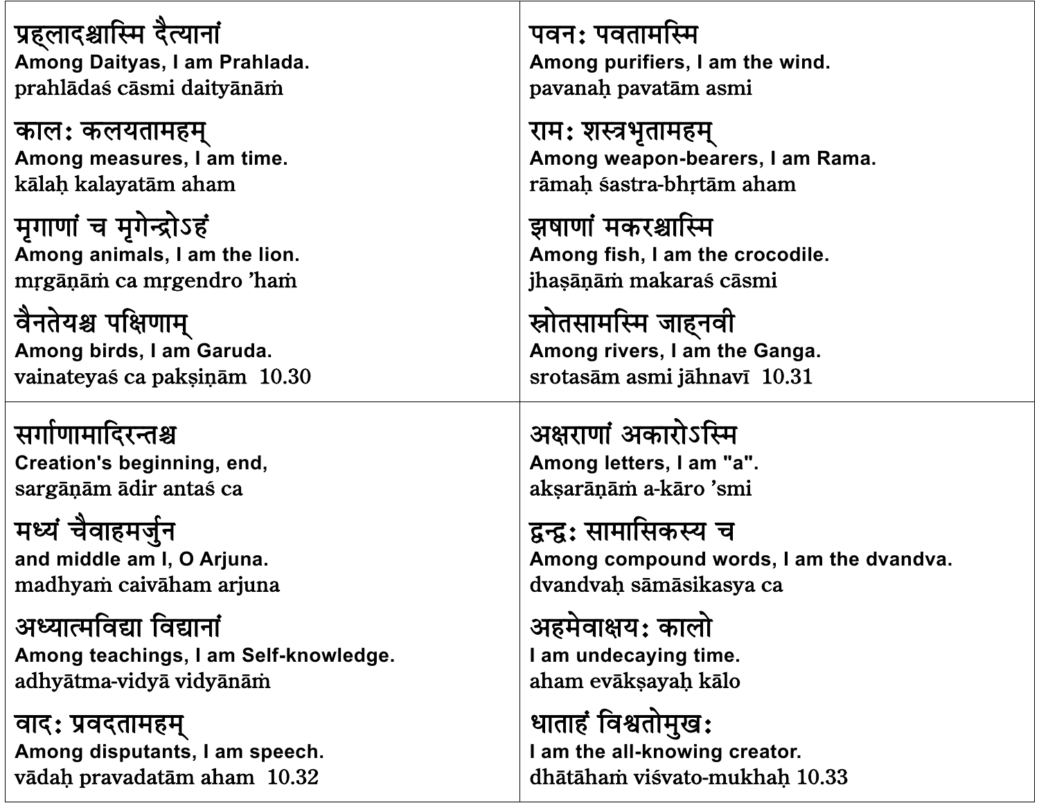प्रह्लादश्चास्मि दैत्यानां
**Among Daityas, I am Prahlada.**
prahlādaś cāsmi daityānāṁ

कालः कलयतामहम्
**Among measures, I am time.**
kālaḥ kalayatām aham

मृगाणां च मृगेन्द्रोऽहं
**Among animals, I am the lion.**
mṛgāṇāṁ ca mṛgendro 'haṁ

वैनतेयश्च पक्षिणाम्
**Among birds, I am Garuda.**
vainateyaś ca pakṣiṇām 10.30

पवनः पवतामस्मि
**Among purifiers, I am the wind.**
pavanaḥ pavatām asmi

रामः शस्त्रभृतामहम्
**Among weapon-bearers, I am Rama.**
rāmaḥ śastra-bhṛtām aham

झषाणां मकरश्चास्मि
**Among fish, I am the crocodile.**
jhaṣāṇāṁ makaraś cāsmi

स्रोतसामस्मि जाह्नवी
**Among rivers, I am the Ganga.**
srotasām asmi jāhnavī 10.31

सर्गाणामादिरन्तश्च
**Creation's beginning, end,**
sargāṇām ādir antaś ca

मध्यं चैवाहमर्जुन
**and middle am I, O Arjuna.**
madhyaṁ caivāham arjuna

अध्यात्मविद्या विद्यानां
**Among teachings, I am Self-knowledge.**
adhyātma-vidyā vidyānāṁ

वादः प्रवदतामहम्
**Among disputants, I am speech.**
vādaḥ pravadatām aham 10.32

अक्षराणां अकारोऽस्मि
**Among letters, I am "a".**
akṣarāṇāṁ a-kāro 'smi

द्वन्द्वः सामासिकस्य च
**Among compound words, I am the dvandva.**
dvandvaḥ sāmāsikasya ca

अहमेवाक्षयः कालो
**I am undecaying time.**
aham evākṣayaḥ kālo

धाताहं विश्वतोमुखः
**I am the all-knowing creator.**
dhātāhaṁ viśvato-mukhaḥ 10.33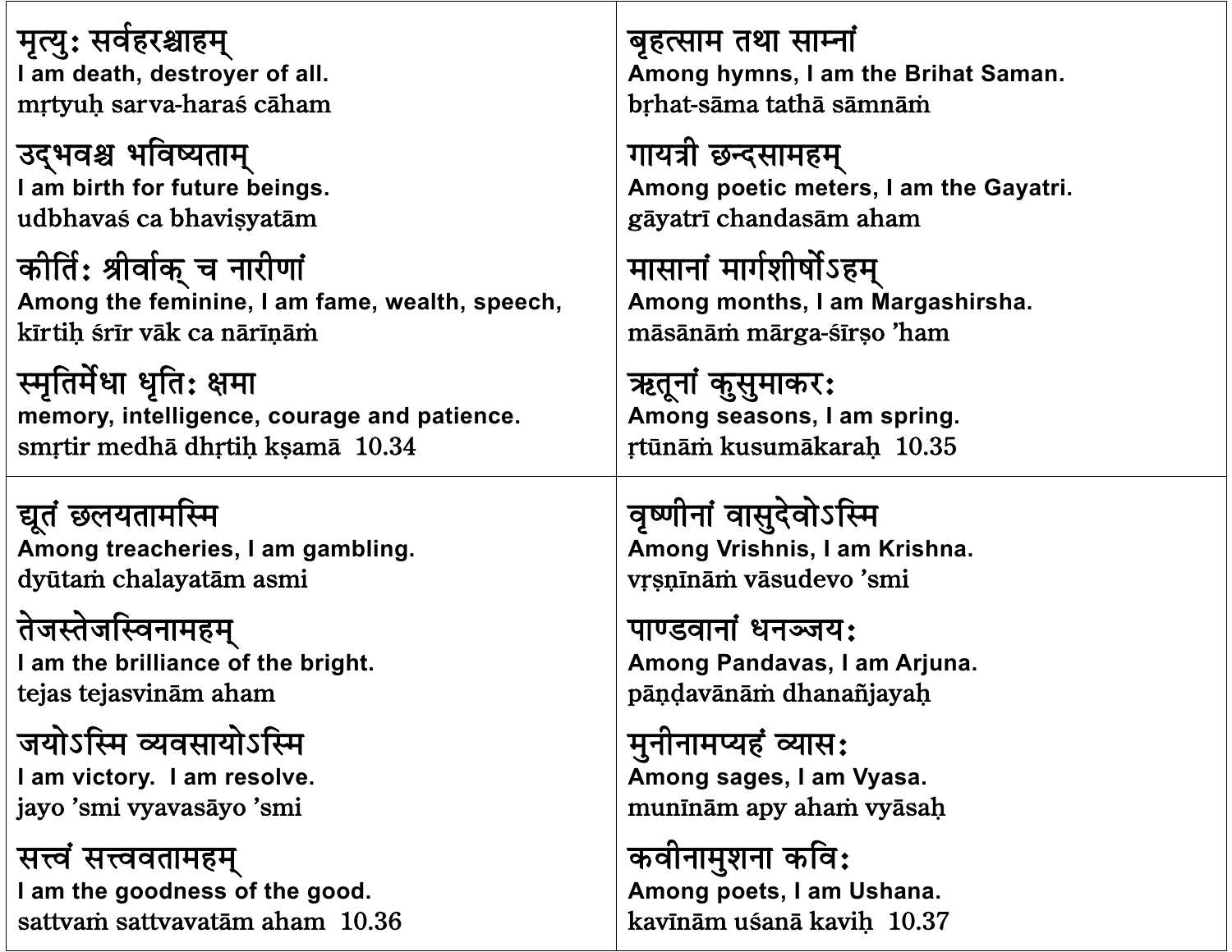| | |
|---|---|
| मृत्युः सर्वहरश्चाहम्<br>**I am death, destroyer of all.**<br>mṛtyuḥ sarva-haraś cāham<br><br>उद्भवश्च भविष्यताम्<br>**I am birth for future beings.**<br>udbhavaś ca bhaviṣyatām<br><br>कीर्तिः श्रीर्वाक् च नारीणां<br>**Among the feminine, I am fame, wealth, speech,**<br>kīrtiḥ śrīr vāk ca nārīṇāṁ<br><br>स्मृतिर्मेधा धृतिः क्षमा<br>**memory, intelligence, courage and patience.**<br>smṛtir medhā dhṛtiḥ kṣamā 10.34 | बृहत्साम तथा साम्नां<br>**Among hymns, I am the Brihat Saman.**<br>bṛhat-sāma tathā sāmnāṁ<br><br>गायत्री छन्दसामहम्<br>**Among poetic meters, I am the Gayatri.**<br>gāyatrī chandasām aham<br><br>मासानां मार्गशीर्षोऽहम्<br>**Among months, I am Margashirsha.**<br>māsānāṁ mārga-śīrṣo 'ham<br><br>ऋतूनां कुसुमाकरः<br>**Among seasons, I am spring.**<br>ṛtūnāṁ kusumākaraḥ 10.35 |
| द्यूतं छलयतामस्मि<br>**Among treacheries, I am gambling.**<br>dyūtaṁ chalayatām asmi<br><br>तेजस्तेजस्विनामहम्<br>**I am the brilliance of the bright.**<br>tejas tejasvinām aham<br><br>जयोऽस्मि व्यवसायोऽस्मि<br>**I am victory. I am resolve.**<br>jayo 'smi vyavasāyo 'smi<br><br>सत्त्वं सत्त्ववतामहम्<br>**I am the goodness of the good.**<br>sattvaṁ sattvavatām aham 10.36 | वृष्णीनां वासुदेवोऽस्मि<br>**Among Vrishnis, I am Krishna.**<br>vṛṣṇīnāṁ vāsudevo 'smi<br><br>पाण्डवानां धनञ्जयः<br>**Among Pandavas, I am Arjuna.**<br>pāṇḍavānāṁ dhanañjayaḥ<br><br>मुनीनामप्यहं व्यासः<br>**Among sages, I am Vyasa.**<br>munīnām apy ahaṁ vyāsaḥ<br><br>कवीनामुशना कविः<br>**Among poets, I am Ushana.**<br>kavīnām uśanā kaviḥ 10.37 |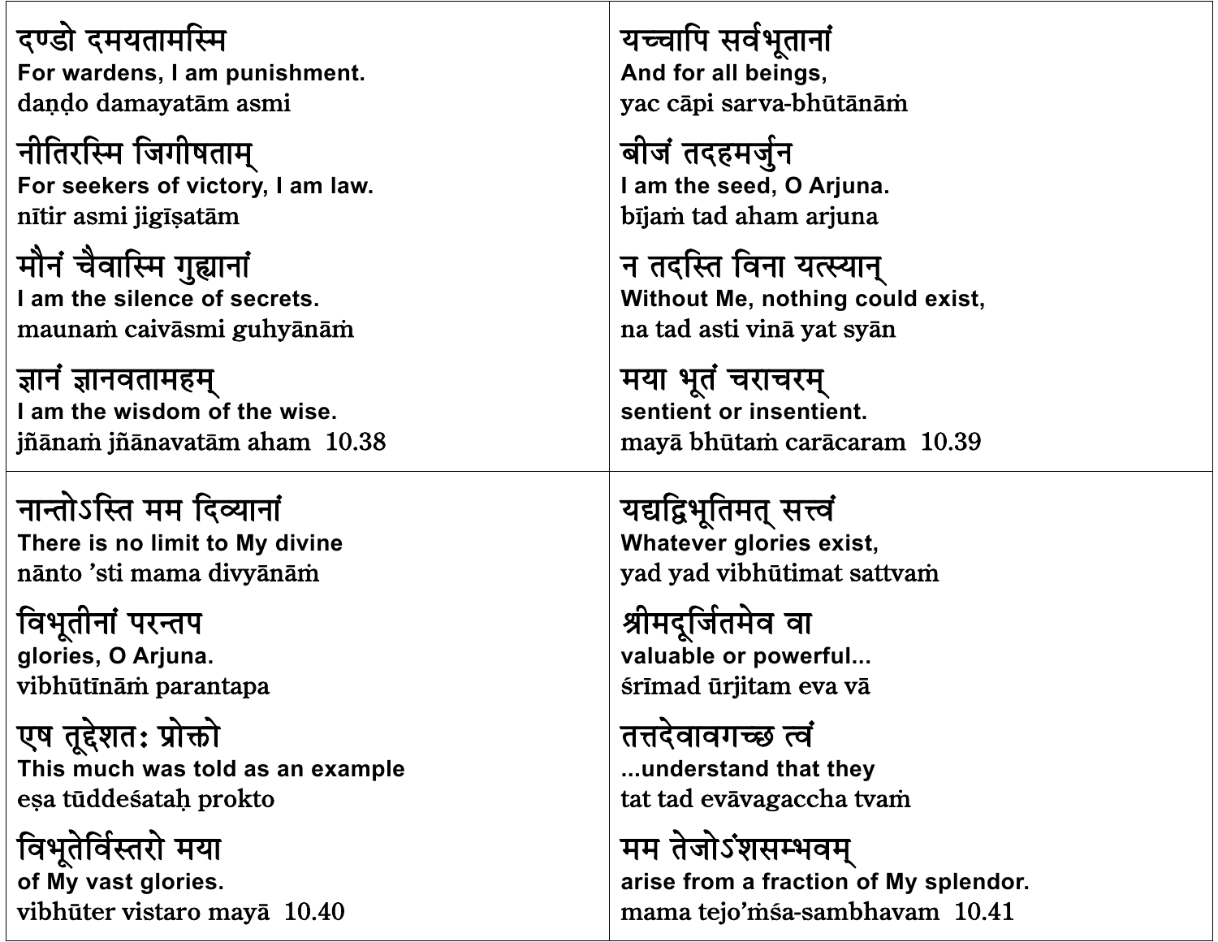दण्डो दमयतामस्मि
**For wardens, I am punishment.**
daṇḍo damayatām asmi

नीतिरस्मि जिगीषताम्
**For seekers of victory, I am law.**
nītir asmi jigīṣatām

मौनं चैवास्मि गुह्यानां
**I am the silence of secrets.**
maunaṁ caivāsmi guhyānāṁ

ज्ञानं ज्ञानवतामहम्
**I am the wisdom of the wise.**
jñānaṁ jñānavatām aham  10.38

यच्चापि सर्वभूतानां
**And for all beings,**
yac cāpi sarva-bhūtānāṁ

बीजं तदहमर्जुन
**I am the seed, O Arjuna.**
bījaṁ tad aham arjuna

न तदस्ति विना यत्स्यान्
**Without Me, nothing could exist,**
na tad asti vinā yat syān

मया भूतं चराचरम्
**sentient or insentient.**
mayā bhūtaṁ carācaram  10.39

नान्तोऽस्ति मम दिव्यानां
**There is no limit to My divine**
nānto 'sti mama divyānāṁ

विभूतीनां परन्तप
**glories, O Arjuna.**
vibhūtīnāṁ parantapa

एष तूद्देशतः प्रोक्तो
**This much was told as an example**
eṣa tūddeśataḥ prokto

विभूतेर्विस्तरो मया
**of My vast glories.**
vibhūter vistaro mayā  10.40

यद्यद्विभूतिमत् सत्त्वं
**Whatever glories exist,**
yad yad vibhūtimat sattvaṁ

श्रीमदूर्जितमेव वा
**valuable or powerful...**
śrīmad ūrjitam eva vā

तत्तदेवावगच्छ त्वं
**...understand that they**
tat tad evāvagaccha tvaṁ

मम तेजोऽंशसम्भवम्
**arise from a fraction of My splendor.**
mama tejo'ṁśa-sambhavam  10.41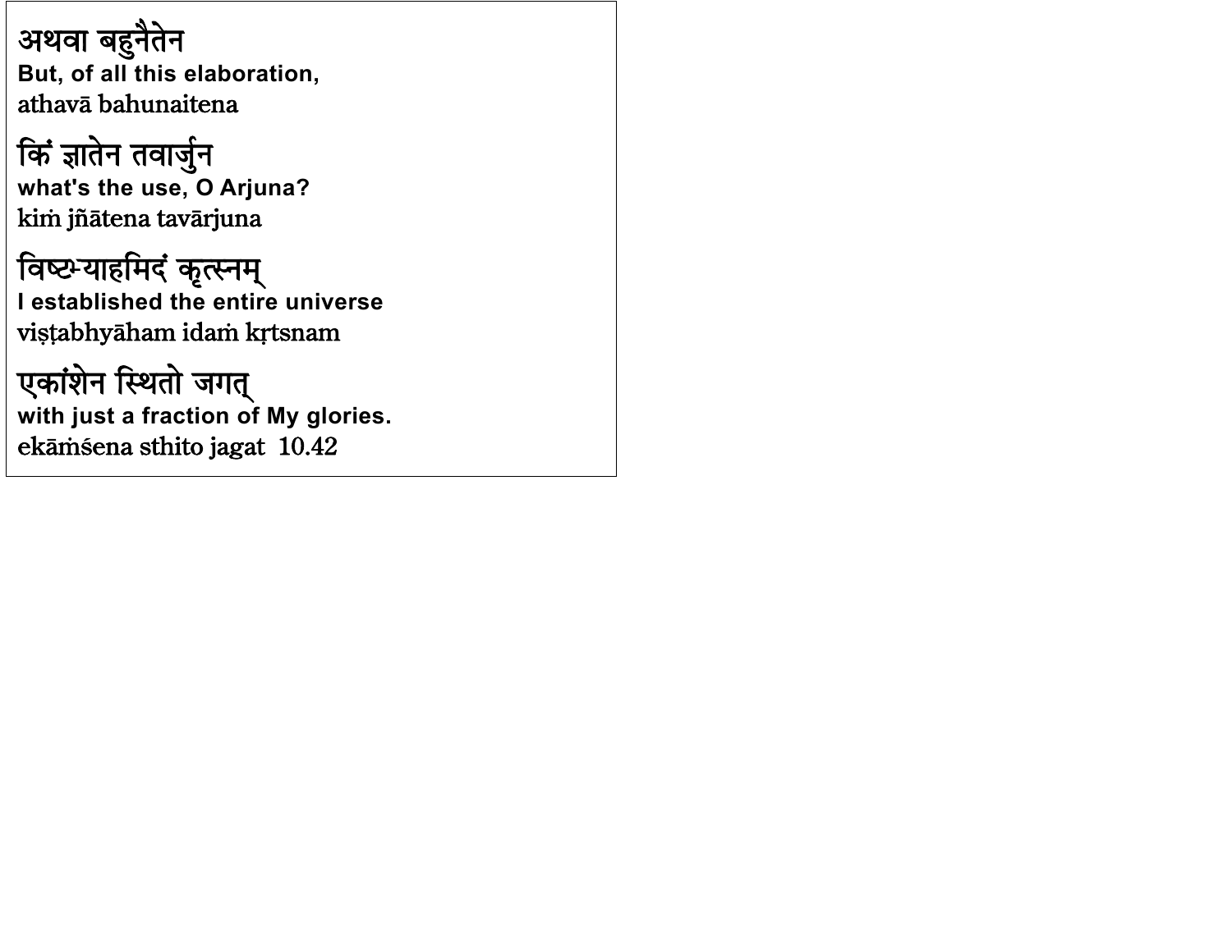अथवा बहुनैतेन
**But, of all this elaboration,**
athavā bahunaitena

किं ज्ञातेन तवार्जुन
**what's the use, O Arjuna?**
kiṁ jñātena tavārjuna

विष्टभ्याहमिदं कृत्स्नम्
**I established the entire universe**
viṣṭabhyāham idaṁ kṛtsnam

एकांशेन स्थितो जगत्
**with just a fraction of My glories.**
ekāṁśena sthito jagat 10.42